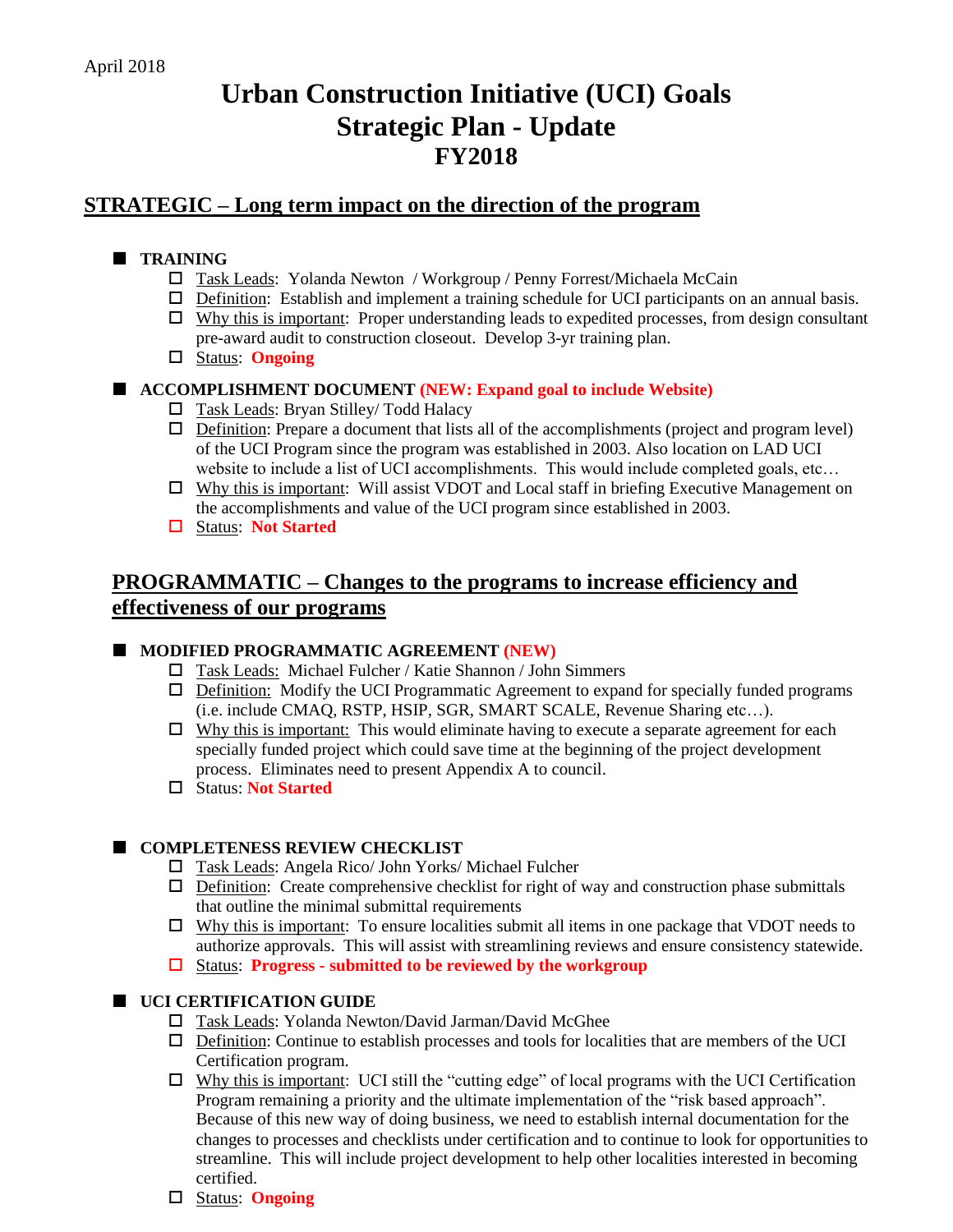April 2018

# Urban Construction Initiative (UCI) Goals
# Strategic Plan - Update
# FY2018

## STRATEGIC – Long term impact on the direction of the program

- **TRAINING**
  - Task Leads: Yolanda Newton / Workgroup / Penny Forrest/Michaela McCain
  - Definition: Establish and implement a training schedule for UCI participants on an annual basis.
  - Why this is important: Proper understanding leads to expedited processes, from design consultant pre-award audit to construction closeout. Develop 3-yr training plan.
  - Status: **Ongoing**

- **ACCOMPLISHMENT DOCUMENT (NEW: Expand goal to include Website)**
  - Task Leads: Bryan Stilley/ Todd Halacy
  - Definition: Prepare a document that lists all of the accomplishments (project and program level) of the UCI Program since the program was established in 2003. Also location on LAD UCI website to include a list of UCI accomplishments. This would include completed goals, etc…
  - Why this is important: Will assist VDOT and Local staff in briefing Executive Management on the accomplishments and value of the UCI program since established in 2003.
  - Status: **Not Started**

## PROGRAMMATIC – Changes to the programs to increase efficiency and effectiveness of our programs

- **MODIFIED PROGRAMMATIC AGREEMENT (NEW)**
  - Task Leads: Michael Fulcher / Katie Shannon / John Simmers
  - Definition: Modify the UCI Programmatic Agreement to expand for specially funded programs (i.e. include CMAQ, RSTP, HSIP, SGR, SMART SCALE, Revenue Sharing etc…).
  - Why this is important: This would eliminate having to execute a separate agreement for each specially funded project which could save time at the beginning of the project development process. Eliminates need to present Appendix A to council.
  - Status: **Not Started**

- **COMPLETENESS REVIEW CHECKLIST**
  - Task Leads: Angela Rico/ John Yorks/ Michael Fulcher
  - Definition: Create comprehensive checklist for right of way and construction phase submittals that outline the minimal submittal requirements
  - Why this is important: To ensure localities submit all items in one package that VDOT needs to authorize approvals. This will assist with streamlining reviews and ensure consistency statewide.
  - Status: **Progress - submitted to be reviewed by the workgroup**

- **UCI CERTIFICATION GUIDE**
  - Task Leads: Yolanda Newton/David Jarman/David McGhee
  - Definition: Continue to establish processes and tools for localities that are members of the UCI Certification program.
  - Why this is important: UCI still the "cutting edge" of local programs with the UCI Certification Program remaining a priority and the ultimate implementation of the "risk based approach". Because of this new way of doing business, we need to establish internal documentation for the changes to processes and checklists under certification and to continue to look for opportunities to streamline. This will include project development to help other localities interested in becoming certified.
  - Status: **Ongoing**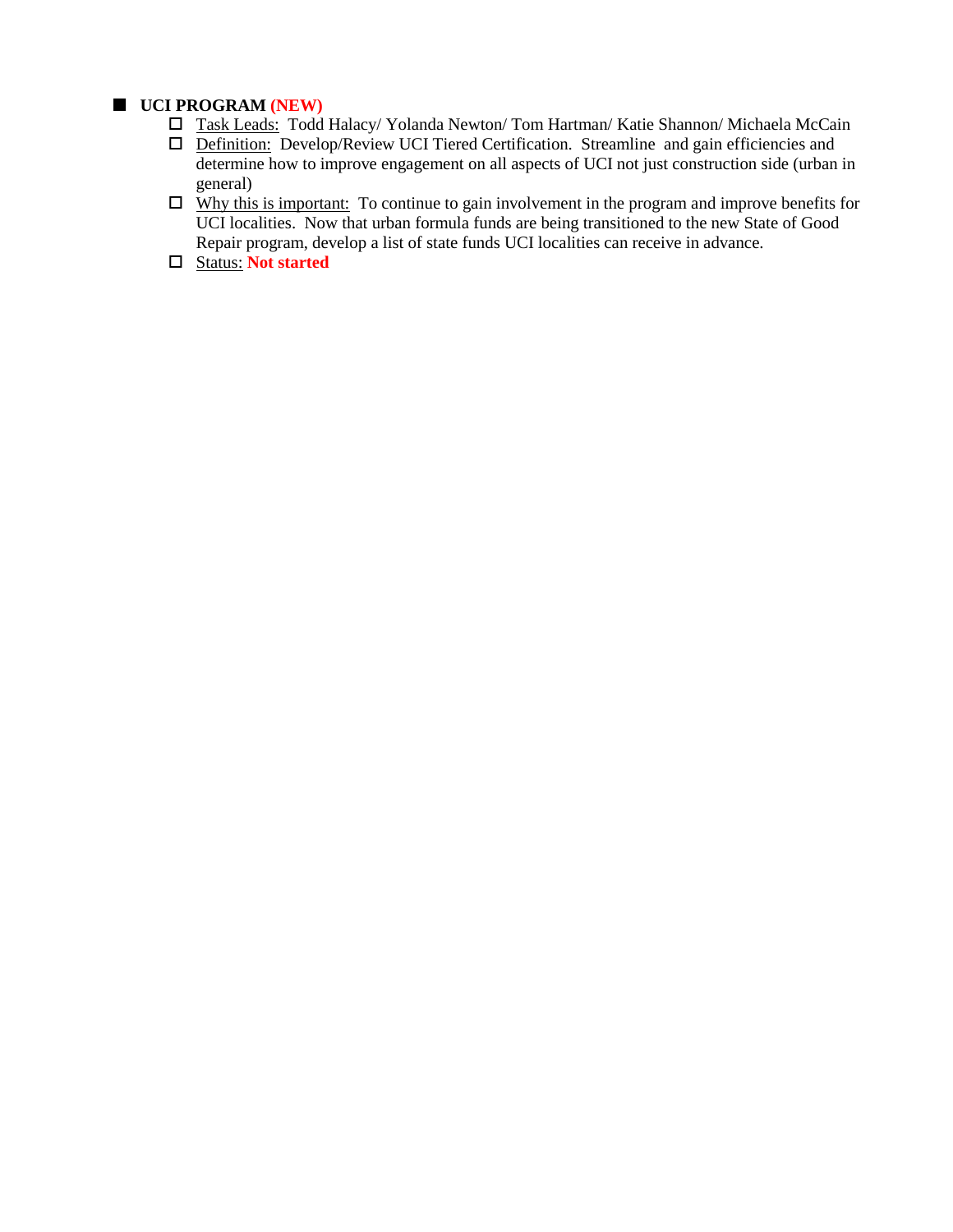- **UCI PROGRAM (NEW)**
  - Task Leads: Todd Halacy/ Yolanda Newton/ Tom Hartman/ Katie Shannon/ Michaela McCain
  - Definition: Develop/Review UCI Tiered Certification. Streamline and gain efficiencies and determine how to improve engagement on all aspects of UCI not just construction side (urban in general)
  - Why this is important: To continue to gain involvement in the program and improve benefits for UCI localities. Now that urban formula funds are being transitioned to the new State of Good Repair program, develop a list of state funds UCI localities can receive in advance.
  - Status: **Not started**